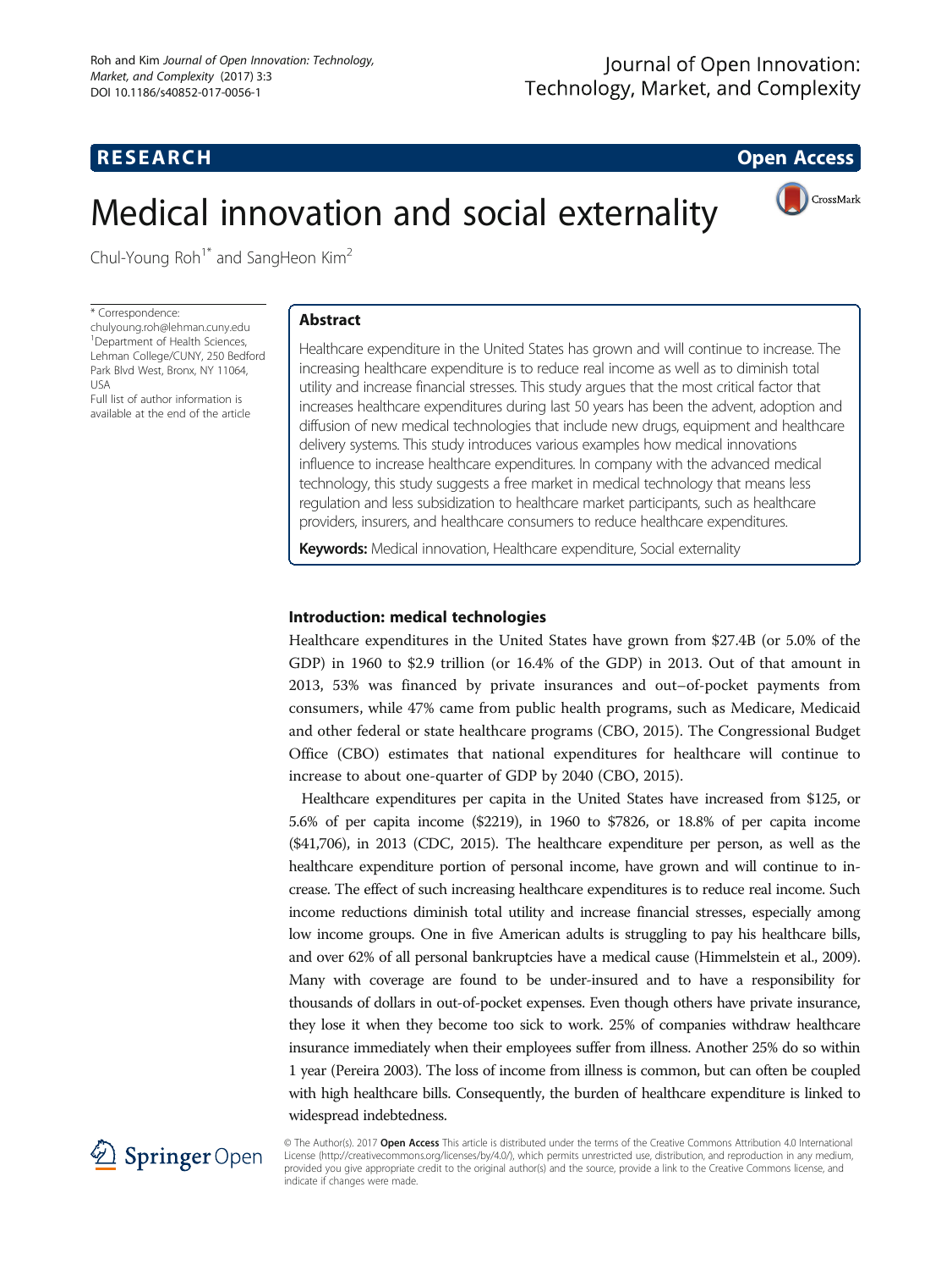# Medical innovation and social externality

Chul-Young Roh[1*] and SangHeon Kim[2]

\* Correspondence: chulyoung.roh@lehman.cuny.edu
[1]Department of Health Sciences, Lehman College/CUNY, 250 Bedford Park Blvd West, Bronx, NY 11064, USA
Full list of author information is available at the end of the article

## Abstract

Healthcare expenditure in the United States has grown and will continue to increase. The increasing healthcare expenditure is to reduce real income as well as to diminish total utility and increase financial stresses. This study argues that the most critical factor that increases healthcare expenditures during last 50 years has been the advent, adoption and diffusion of new medical technologies that include new drugs, equipment and healthcare delivery systems. This study introduces various examples how medical innovations influence to increase healthcare expenditures. In company with the advanced medical technology, this study suggests a free market in medical technology that means less regulation and less subsidization to healthcare market participants, such as healthcare providers, insurers, and healthcare consumers to reduce healthcare expenditures.

**Keywords:** Medical innovation, Healthcare expenditure, Social externality

## Introduction: medical technologies

Healthcare expenditures in the United States have grown from $27.4B (or 5.0% of the GDP) in 1960 to $2.9 trillion (or 16.4% of the GDP) in 2013. Out of that amount in 2013, 53% was financed by private insurances and out–of-pocket payments from consumers, while 47% came from public health programs, such as Medicare, Medicaid and other federal or state healthcare programs (CBO, 2015). The Congressional Budget Office (CBO) estimates that national expenditures for healthcare will continue to increase to about one-quarter of GDP by 2040 (CBO, 2015).

Healthcare expenditures per capita in the United States have increased from $125, or 5.6% of per capita income ($2219), in 1960 to $7826, or 18.8% of per capita income ($41,706), in 2013 (CDC, 2015). The healthcare expenditure per person, as well as the healthcare expenditure portion of personal income, have grown and will continue to increase. The effect of such increasing healthcare expenditures is to reduce real income. Such income reductions diminish total utility and increase financial stresses, especially among low income groups. One in five American adults is struggling to pay his healthcare bills, and over 62% of all personal bankruptcies have a medical cause (Himmelstein et al., 2009). Many with coverage are found to be under-insured and to have a responsibility for thousands of dollars in out-of-pocket expenses. Even though others have private insurance, they lose it when they become too sick to work. 25% of companies withdraw healthcare insurance immediately when their employees suffer from illness. Another 25% do so within 1 year (Pereira 2003). The loss of income from illness is common, but can often be coupled with high healthcare bills. Consequently, the burden of healthcare expenditure is linked to widespread indebtedness.

© The Author(s). 2017 **Open Access** This article is distributed under the terms of the Creative Commons Attribution 4.0 International License (http://creativecommons.org/licenses/by/4.0/), which permits unrestricted use, distribution, and reproduction in any medium, provided you give appropriate credit to the original author(s) and the source, provide a link to the Creative Commons license, and indicate if changes were made.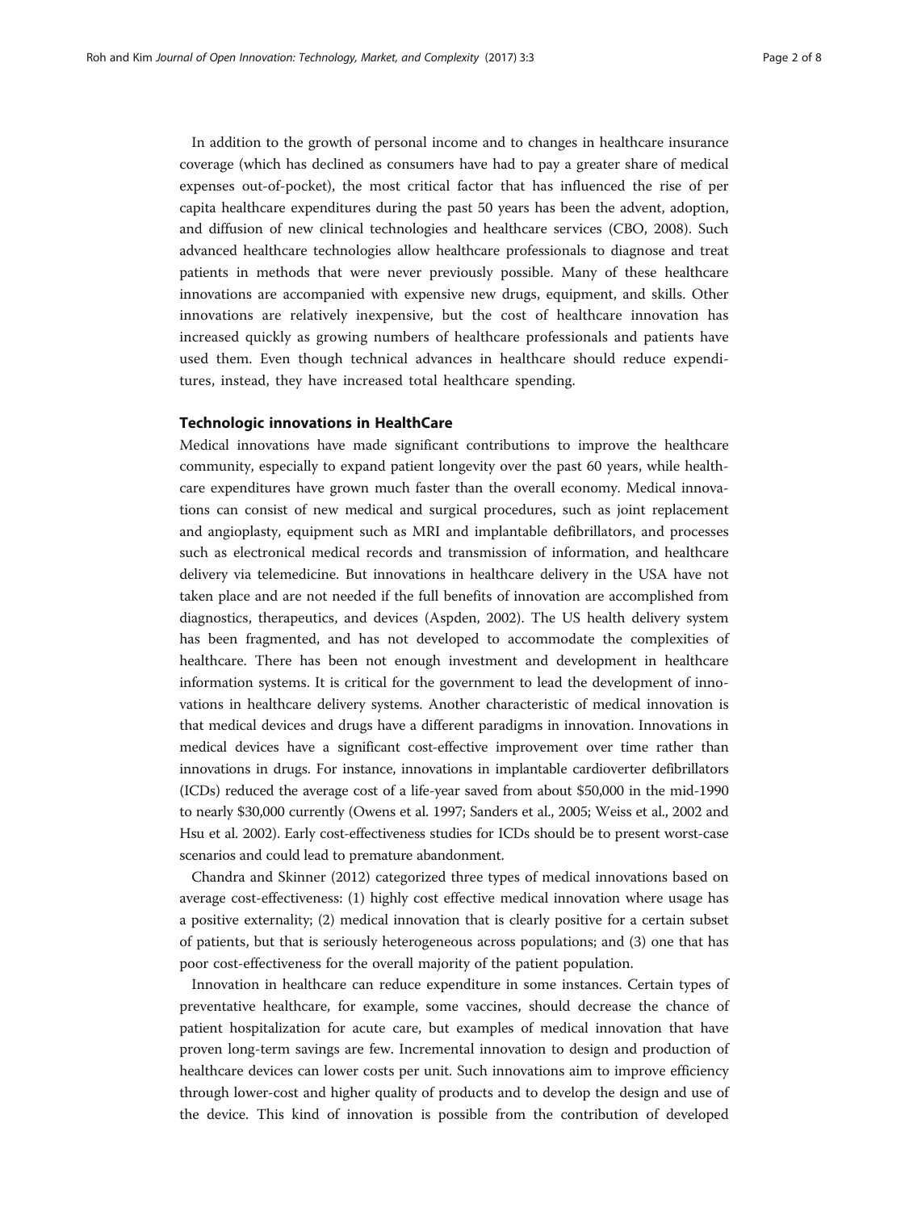In addition to the growth of personal income and to changes in healthcare insurance coverage (which has declined as consumers have had to pay a greater share of medical expenses out-of-pocket), the most critical factor that has influenced the rise of per capita healthcare expenditures during the past 50 years has been the advent, adoption, and diffusion of new clinical technologies and healthcare services (CBO, 2008). Such advanced healthcare technologies allow healthcare professionals to diagnose and treat patients in methods that were never previously possible. Many of these healthcare innovations are accompanied with expensive new drugs, equipment, and skills. Other innovations are relatively inexpensive, but the cost of healthcare innovation has increased quickly as growing numbers of healthcare professionals and patients have used them. Even though technical advances in healthcare should reduce expenditures, instead, they have increased total healthcare spending.

## Technologic innovations in HealthCare

Medical innovations have made significant contributions to improve the healthcare community, especially to expand patient longevity over the past 60 years, while healthcare expenditures have grown much faster than the overall economy. Medical innovations can consist of new medical and surgical procedures, such as joint replacement and angioplasty, equipment such as MRI and implantable defibrillators, and processes such as electronical medical records and transmission of information, and healthcare delivery via telemedicine. But innovations in healthcare delivery in the USA have not taken place and are not needed if the full benefits of innovation are accomplished from diagnostics, therapeutics, and devices (Aspden, 2002). The US health delivery system has been fragmented, and has not developed to accommodate the complexities of healthcare. There has been not enough investment and development in healthcare information systems. It is critical for the government to lead the development of innovations in healthcare delivery systems. Another characteristic of medical innovation is that medical devices and drugs have a different paradigms in innovation. Innovations in medical devices have a significant cost-effective improvement over time rather than innovations in drugs. For instance, innovations in implantable cardioverter defibrillators (ICDs) reduced the average cost of a life-year saved from about $50,000 in the mid-1990 to nearly $30,000 currently (Owens et al. 1997; Sanders et al., 2005; Weiss et al., 2002 and Hsu et al. 2002). Early cost-effectiveness studies for ICDs should be to present worst-case scenarios and could lead to premature abandonment.

Chandra and Skinner (2012) categorized three types of medical innovations based on average cost-effectiveness: (1) highly cost effective medical innovation where usage has a positive externality; (2) medical innovation that is clearly positive for a certain subset of patients, but that is seriously heterogeneous across populations; and (3) one that has poor cost-effectiveness for the overall majority of the patient population.

Innovation in healthcare can reduce expenditure in some instances. Certain types of preventative healthcare, for example, some vaccines, should decrease the chance of patient hospitalization for acute care, but examples of medical innovation that have proven long-term savings are few. Incremental innovation to design and production of healthcare devices can lower costs per unit. Such innovations aim to improve efficiency through lower-cost and higher quality of products and to develop the design and use of the device. This kind of innovation is possible from the contribution of developed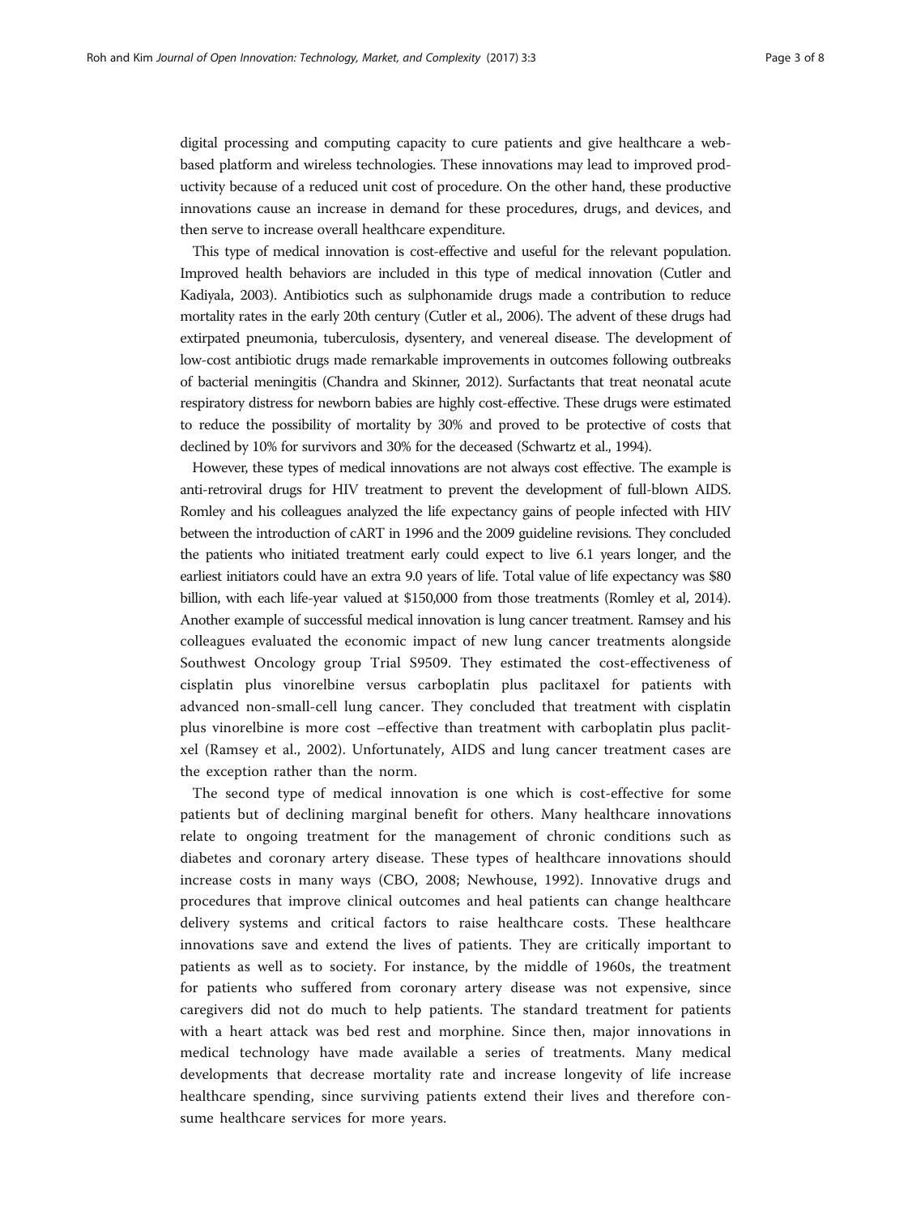digital processing and computing capacity to cure patients and give healthcare a web-based platform and wireless technologies. These innovations may lead to improved productivity because of a reduced unit cost of procedure. On the other hand, these productive innovations cause an increase in demand for these procedures, drugs, and devices, and then serve to increase overall healthcare expenditure.

This type of medical innovation is cost-effective and useful for the relevant population. Improved health behaviors are included in this type of medical innovation (Cutler and Kadiyala, 2003). Antibiotics such as sulphonamide drugs made a contribution to reduce mortality rates in the early 20th century (Cutler et al., 2006). The advent of these drugs had extirpated pneumonia, tuberculosis, dysentery, and venereal disease. The development of low-cost antibiotic drugs made remarkable improvements in outcomes following outbreaks of bacterial meningitis (Chandra and Skinner, 2012). Surfactants that treat neonatal acute respiratory distress for newborn babies are highly cost-effective. These drugs were estimated to reduce the possibility of mortality by 30% and proved to be protective of costs that declined by 10% for survivors and 30% for the deceased (Schwartz et al., 1994).

However, these types of medical innovations are not always cost effective. The example is anti-retroviral drugs for HIV treatment to prevent the development of full-blown AIDS. Romley and his colleagues analyzed the life expectancy gains of people infected with HIV between the introduction of cART in 1996 and the 2009 guideline revisions. They concluded the patients who initiated treatment early could expect to live 6.1 years longer, and the earliest initiators could have an extra 9.0 years of life. Total value of life expectancy was $80 billion, with each life-year valued at $150,000 from those treatments (Romley et al, 2014). Another example of successful medical innovation is lung cancer treatment. Ramsey and his colleagues evaluated the economic impact of new lung cancer treatments alongside Southwest Oncology group Trial S9509. They estimated the cost-effectiveness of cisplatin plus vinorelbine versus carboplatin plus paclitaxel for patients with advanced non-small-cell lung cancer. They concluded that treatment with cisplatin plus vinorelbine is more cost –effective than treatment with carboplatin plus paclitxel (Ramsey et al., 2002). Unfortunately, AIDS and lung cancer treatment cases are the exception rather than the norm.

The second type of medical innovation is one which is cost-effective for some patients but of declining marginal benefit for others. Many healthcare innovations relate to ongoing treatment for the management of chronic conditions such as diabetes and coronary artery disease. These types of healthcare innovations should increase costs in many ways (CBO, 2008; Newhouse, 1992). Innovative drugs and procedures that improve clinical outcomes and heal patients can change healthcare delivery systems and critical factors to raise healthcare costs. These healthcare innovations save and extend the lives of patients. They are critically important to patients as well as to society. For instance, by the middle of 1960s, the treatment for patients who suffered from coronary artery disease was not expensive, since caregivers did not do much to help patients. The standard treatment for patients with a heart attack was bed rest and morphine. Since then, major innovations in medical technology have made available a series of treatments. Many medical developments that decrease mortality rate and increase longevity of life increase healthcare spending, since surviving patients extend their lives and therefore consume healthcare services for more years.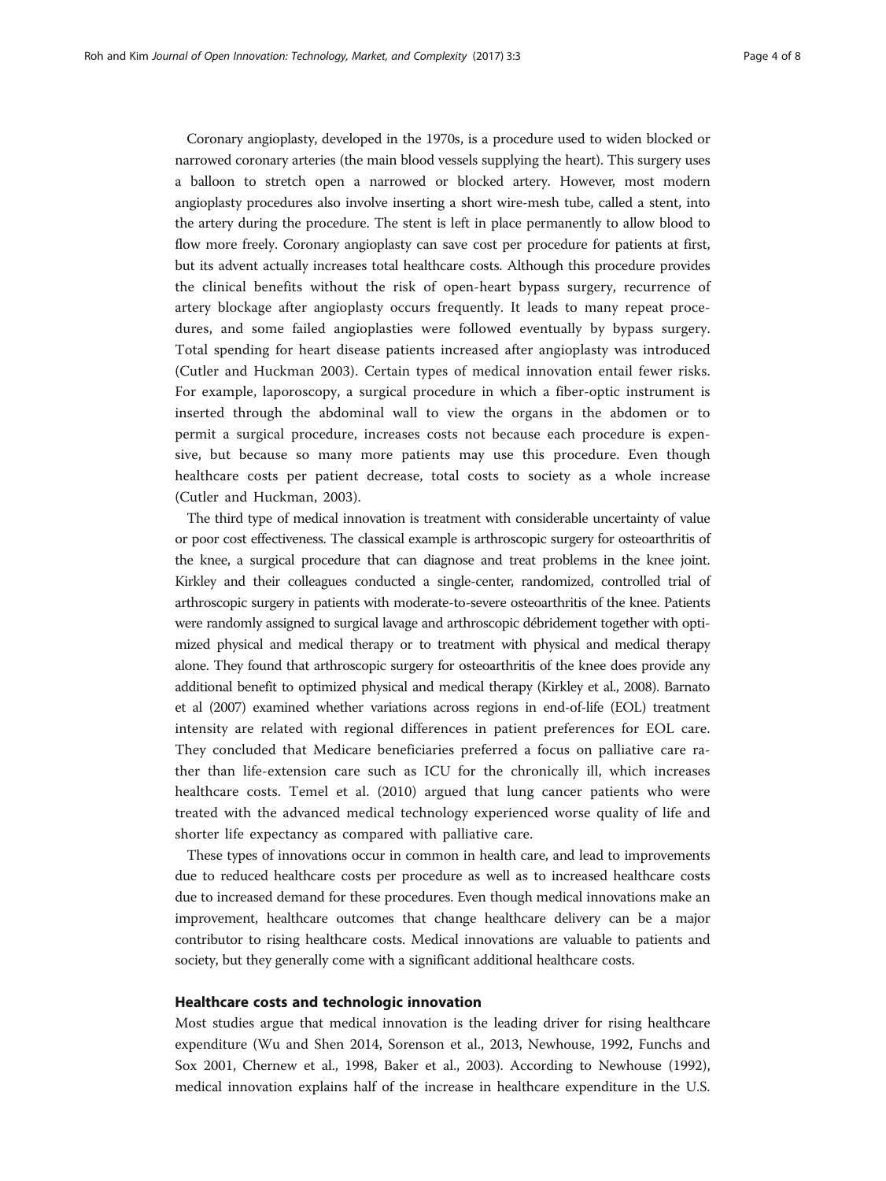Coronary angioplasty, developed in the 1970s, is a procedure used to widen blocked or narrowed coronary arteries (the main blood vessels supplying the heart). This surgery uses a balloon to stretch open a narrowed or blocked artery. However, most modern angioplasty procedures also involve inserting a short wire-mesh tube, called a stent, into the artery during the procedure. The stent is left in place permanently to allow blood to flow more freely. Coronary angioplasty can save cost per procedure for patients at first, but its advent actually increases total healthcare costs. Although this procedure provides the clinical benefits without the risk of open-heart bypass surgery, recurrence of artery blockage after angioplasty occurs frequently. It leads to many repeat procedures, and some failed angioplasties were followed eventually by bypass surgery. Total spending for heart disease patients increased after angioplasty was introduced (Cutler and Huckman 2003). Certain types of medical innovation entail fewer risks. For example, laporoscopy, a surgical procedure in which a fiber-optic instrument is inserted through the abdominal wall to view the organs in the abdomen or to permit a surgical procedure, increases costs not because each procedure is expensive, but because so many more patients may use this procedure. Even though healthcare costs per patient decrease, total costs to society as a whole increase (Cutler and Huckman, 2003).

The third type of medical innovation is treatment with considerable uncertainty of value or poor cost effectiveness. The classical example is arthroscopic surgery for osteoarthritis of the knee, a surgical procedure that can diagnose and treat problems in the knee joint. Kirkley and their colleagues conducted a single-center, randomized, controlled trial of arthroscopic surgery in patients with moderate-to-severe osteoarthritis of the knee. Patients were randomly assigned to surgical lavage and arthroscopic débridement together with optimized physical and medical therapy or to treatment with physical and medical therapy alone. They found that arthroscopic surgery for osteoarthritis of the knee does provide any additional benefit to optimized physical and medical therapy (Kirkley et al., 2008). Barnato et al (2007) examined whether variations across regions in end-of-life (EOL) treatment intensity are related with regional differences in patient preferences for EOL care. They concluded that Medicare beneficiaries preferred a focus on palliative care rather than life-extension care such as ICU for the chronically ill, which increases healthcare costs. Temel et al. (2010) argued that lung cancer patients who were treated with the advanced medical technology experienced worse quality of life and shorter life expectancy as compared with palliative care.

These types of innovations occur in common in health care, and lead to improvements due to reduced healthcare costs per procedure as well as to increased healthcare costs due to increased demand for these procedures. Even though medical innovations make an improvement, healthcare outcomes that change healthcare delivery can be a major contributor to rising healthcare costs. Medical innovations are valuable to patients and society, but they generally come with a significant additional healthcare costs.

## Healthcare costs and technologic innovation

Most studies argue that medical innovation is the leading driver for rising healthcare expenditure (Wu and Shen 2014, Sorenson et al., 2013, Newhouse, 1992, Funchs and Sox 2001, Chernew et al., 1998, Baker et al., 2003). According to Newhouse (1992), medical innovation explains half of the increase in healthcare expenditure in the U.S.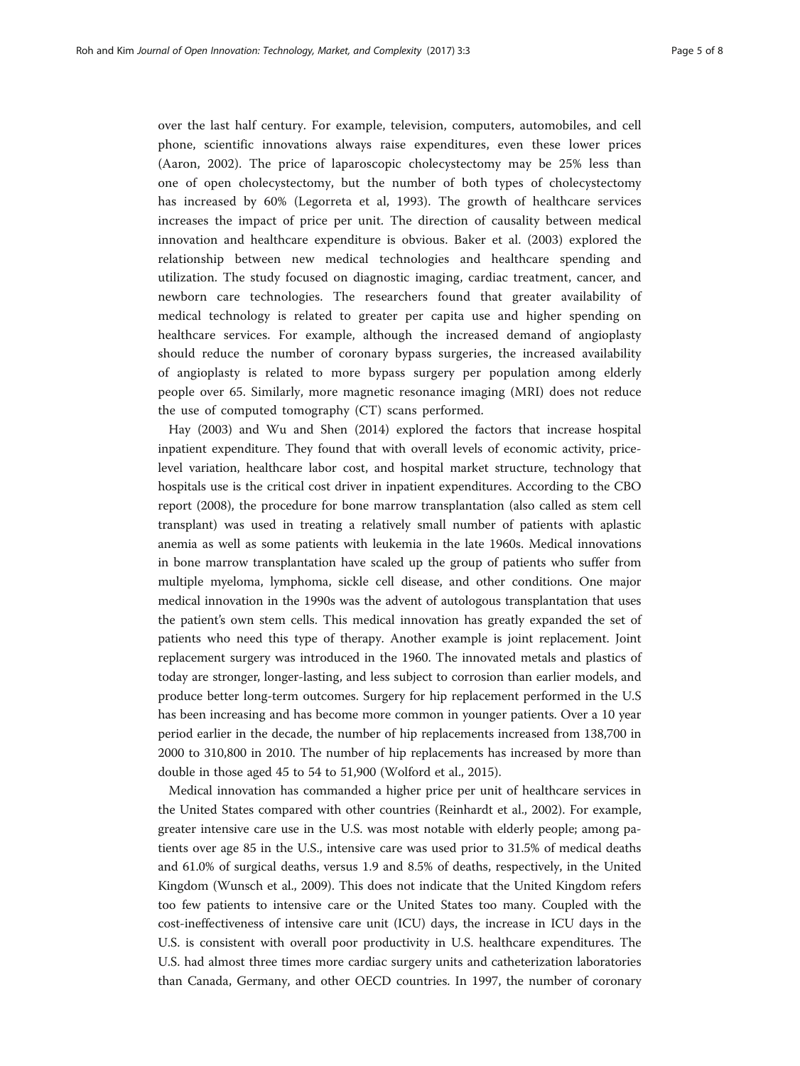over the last half century. For example, television, computers, automobiles, and cell phone, scientific innovations always raise expenditures, even these lower prices (Aaron, 2002). The price of laparoscopic cholecystectomy may be 25% less than one of open cholecystectomy, but the number of both types of cholecystectomy has increased by 60% (Legorreta et al, 1993). The growth of healthcare services increases the impact of price per unit. The direction of causality between medical innovation and healthcare expenditure is obvious. Baker et al. (2003) explored the relationship between new medical technologies and healthcare spending and utilization. The study focused on diagnostic imaging, cardiac treatment, cancer, and newborn care technologies. The researchers found that greater availability of medical technology is related to greater per capita use and higher spending on healthcare services. For example, although the increased demand of angioplasty should reduce the number of coronary bypass surgeries, the increased availability of angioplasty is related to more bypass surgery per population among elderly people over 65. Similarly, more magnetic resonance imaging (MRI) does not reduce the use of computed tomography (CT) scans performed.

Hay (2003) and Wu and Shen (2014) explored the factors that increase hospital inpatient expenditure. They found that with overall levels of economic activity, price-level variation, healthcare labor cost, and hospital market structure, technology that hospitals use is the critical cost driver in inpatient expenditures. According to the CBO report (2008), the procedure for bone marrow transplantation (also called as stem cell transplant) was used in treating a relatively small number of patients with aplastic anemia as well as some patients with leukemia in the late 1960s. Medical innovations in bone marrow transplantation have scaled up the group of patients who suffer from multiple myeloma, lymphoma, sickle cell disease, and other conditions. One major medical innovation in the 1990s was the advent of autologous transplantation that uses the patient's own stem cells. This medical innovation has greatly expanded the set of patients who need this type of therapy. Another example is joint replacement. Joint replacement surgery was introduced in the 1960. The innovated metals and plastics of today are stronger, longer-lasting, and less subject to corrosion than earlier models, and produce better long-term outcomes. Surgery for hip replacement performed in the U.S has been increasing and has become more common in younger patients. Over a 10 year period earlier in the decade, the number of hip replacements increased from 138,700 in 2000 to 310,800 in 2010. The number of hip replacements has increased by more than double in those aged 45 to 54 to 51,900 (Wolford et al., 2015).

Medical innovation has commanded a higher price per unit of healthcare services in the United States compared with other countries (Reinhardt et al., 2002). For example, greater intensive care use in the U.S. was most notable with elderly people; among patients over age 85 in the U.S., intensive care was used prior to 31.5% of medical deaths and 61.0% of surgical deaths, versus 1.9 and 8.5% of deaths, respectively, in the United Kingdom (Wunsch et al., 2009). This does not indicate that the United Kingdom refers too few patients to intensive care or the United States too many. Coupled with the cost-ineffectiveness of intensive care unit (ICU) days, the increase in ICU days in the U.S. is consistent with overall poor productivity in U.S. healthcare expenditures. The U.S. had almost three times more cardiac surgery units and catheterization laboratories than Canada, Germany, and other OECD countries. In 1997, the number of coronary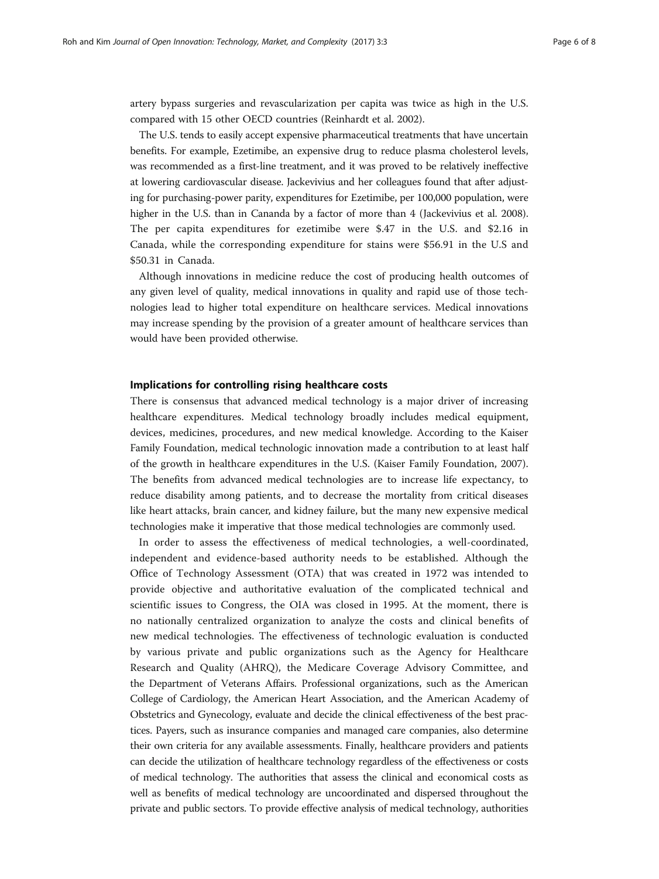artery bypass surgeries and revascularization per capita was twice as high in the U.S. compared with 15 other OECD countries (Reinhardt et al. 2002).

The U.S. tends to easily accept expensive pharmaceutical treatments that have uncertain benefits. For example, Ezetimibe, an expensive drug to reduce plasma cholesterol levels, was recommended as a first-line treatment, and it was proved to be relatively ineffective at lowering cardiovascular disease. Jackevivius and her colleagues found that after adjusting for purchasing-power parity, expenditures for Ezetimibe, per 100,000 population, were higher in the U.S. than in Cananda by a factor of more than 4 (Jackevivius et al. 2008). The per capita expenditures for ezetimibe were $.47 in the U.S. and $2.16 in Canada, while the corresponding expenditure for stains were $56.91 in the U.S and $50.31 in Canada.

Although innovations in medicine reduce the cost of producing health outcomes of any given level of quality, medical innovations in quality and rapid use of those technologies lead to higher total expenditure on healthcare services. Medical innovations may increase spending by the provision of a greater amount of healthcare services than would have been provided otherwise.

## Implications for controlling rising healthcare costs

There is consensus that advanced medical technology is a major driver of increasing healthcare expenditures. Medical technology broadly includes medical equipment, devices, medicines, procedures, and new medical knowledge. According to the Kaiser Family Foundation, medical technologic innovation made a contribution to at least half of the growth in healthcare expenditures in the U.S. (Kaiser Family Foundation, 2007). The benefits from advanced medical technologies are to increase life expectancy, to reduce disability among patients, and to decrease the mortality from critical diseases like heart attacks, brain cancer, and kidney failure, but the many new expensive medical technologies make it imperative that those medical technologies are commonly used.

In order to assess the effectiveness of medical technologies, a well-coordinated, independent and evidence-based authority needs to be established. Although the Office of Technology Assessment (OTA) that was created in 1972 was intended to provide objective and authoritative evaluation of the complicated technical and scientific issues to Congress, the OIA was closed in 1995. At the moment, there is no nationally centralized organization to analyze the costs and clinical benefits of new medical technologies. The effectiveness of technologic evaluation is conducted by various private and public organizations such as the Agency for Healthcare Research and Quality (AHRQ), the Medicare Coverage Advisory Committee, and the Department of Veterans Affairs. Professional organizations, such as the American College of Cardiology, the American Heart Association, and the American Academy of Obstetrics and Gynecology, evaluate and decide the clinical effectiveness of the best practices. Payers, such as insurance companies and managed care companies, also determine their own criteria for any available assessments. Finally, healthcare providers and patients can decide the utilization of healthcare technology regardless of the effectiveness or costs of medical technology. The authorities that assess the clinical and economical costs as well as benefits of medical technology are uncoordinated and dispersed throughout the private and public sectors. To provide effective analysis of medical technology, authorities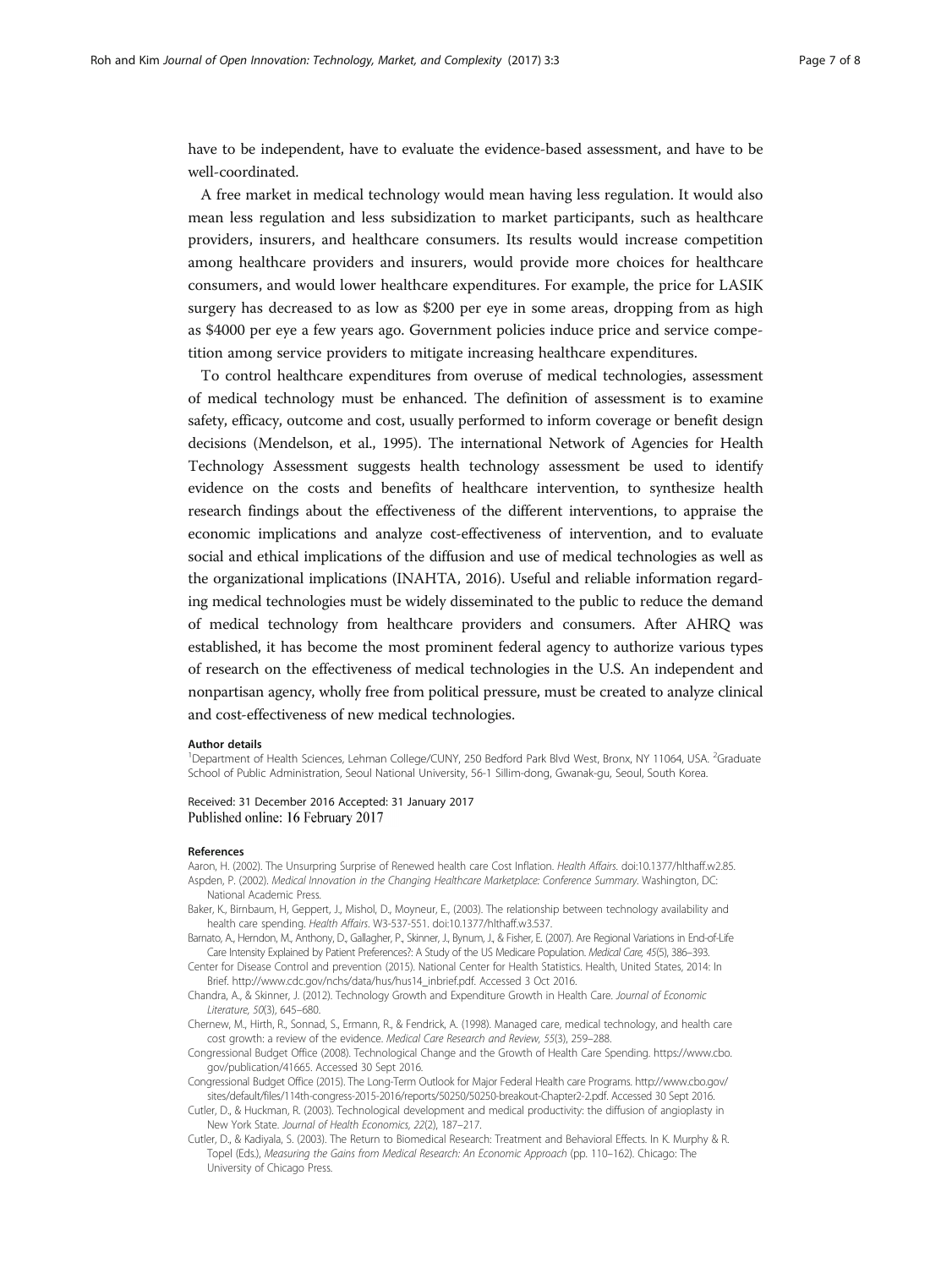have to be independent, have to evaluate the evidence-based assessment, and have to be well-coordinated.

A free market in medical technology would mean having less regulation. It would also mean less regulation and less subsidization to market participants, such as healthcare providers, insurers, and healthcare consumers. Its results would increase competition among healthcare providers and insurers, would provide more choices for healthcare consumers, and would lower healthcare expenditures. For example, the price for LASIK surgery has decreased to as low as $200 per eye in some areas, dropping from as high as $4000 per eye a few years ago. Government policies induce price and service competition among service providers to mitigate increasing healthcare expenditures.

To control healthcare expenditures from overuse of medical technologies, assessment of medical technology must be enhanced. The definition of assessment is to examine safety, efficacy, outcome and cost, usually performed to inform coverage or benefit design decisions (Mendelson, et al., 1995). The international Network of Agencies for Health Technology Assessment suggests health technology assessment be used to identify evidence on the costs and benefits of healthcare intervention, to synthesize health research findings about the effectiveness of the different interventions, to appraise the economic implications and analyze cost-effectiveness of intervention, and to evaluate social and ethical implications of the diffusion and use of medical technologies as well as the organizational implications (INAHTA, 2016). Useful and reliable information regarding medical technologies must be widely disseminated to the public to reduce the demand of medical technology from healthcare providers and consumers. After AHRQ was established, it has become the most prominent federal agency to authorize various types of research on the effectiveness of medical technologies in the U.S. An independent and nonpartisan agency, wholly free from political pressure, must be created to analyze clinical and cost-effectiveness of new medical technologies.

#### Author details

[1]Department of Health Sciences, Lehman College/CUNY, 250 Bedford Park Blvd West, Bronx, NY 11064, USA. [2]Graduate School of Public Administration, Seoul National University, 56-1 Sillim-dong, Gwanak-gu, Seoul, South Korea.

Received: 31 December 2016 Accepted: 31 January 2017
Published online: 16 February 2017

#### References

Aaron, H. (2002). The Unsurpring Surprise of Renewed health care Cost Inflation. *Health Affairs*. doi:10.1377/hlthaff.w2.85.

Aspden, P. (2002). *Medical Innovation in the Changing Healthcare Marketplace: Conference Summary*. Washington, DC: National Academic Press.

Baker, K., Birnbaum, H, Geppert, J., Mishol, D., Moyneur, E., (2003). The relationship between technology availability and health care spending. *Health Affairs*. W3-537-551. doi:10.1377/hlthaff.w3.537.

Barnato, A., Herndon, M., Anthony, D., Gallagher, P., Skinner, J., Bynum, J., & Fisher, E. (2007). Are Regional Variations in End-of-Life Care Intensity Explained by Patient Preferences?: A Study of the US Medicare Population. *Medical Care, 45*(5), 386–393.

Center for Disease Control and prevention (2015). National Center for Health Statistics. Health, United States, 2014: In Brief. http://www.cdc.gov/nchs/data/hus/hus14_inbrief.pdf. Accessed 3 Oct 2016.

Chandra, A., & Skinner, J. (2012). Technology Growth and Expenditure Growth in Health Care. *Journal of Economic Literature, 50*(3), 645–680.

Chernew, M., Hirth, R., Sonnad, S., Ermann, R., & Fendrick, A. (1998). Managed care, medical technology, and health care cost growth: a review of the evidence. *Medical Care Research and Review, 55*(3), 259–288.

Congressional Budget Office (2008). Technological Change and the Growth of Health Care Spending. https://www.cbo.gov/publication/41665. Accessed 30 Sept 2016.

Congressional Budget Office (2015). The Long-Term Outlook for Major Federal Health care Programs. http://www.cbo.gov/sites/default/files/114th-congress-2015-2016/reports/50250/50250-breakout-Chapter2-2.pdf. Accessed 30 Sept 2016.

Cutler, D., & Huckman, R. (2003). Technological development and medical productivity: the diffusion of angioplasty in New York State. *Journal of Health Economics, 22*(2), 187–217.

Cutler, D., & Kadiyala, S. (2003). The Return to Biomedical Research: Treatment and Behavioral Effects. In K. Murphy & R. Topel (Eds.), *Measuring the Gains from Medical Research: An Economic Approach* (pp. 110–162). Chicago: The University of Chicago Press.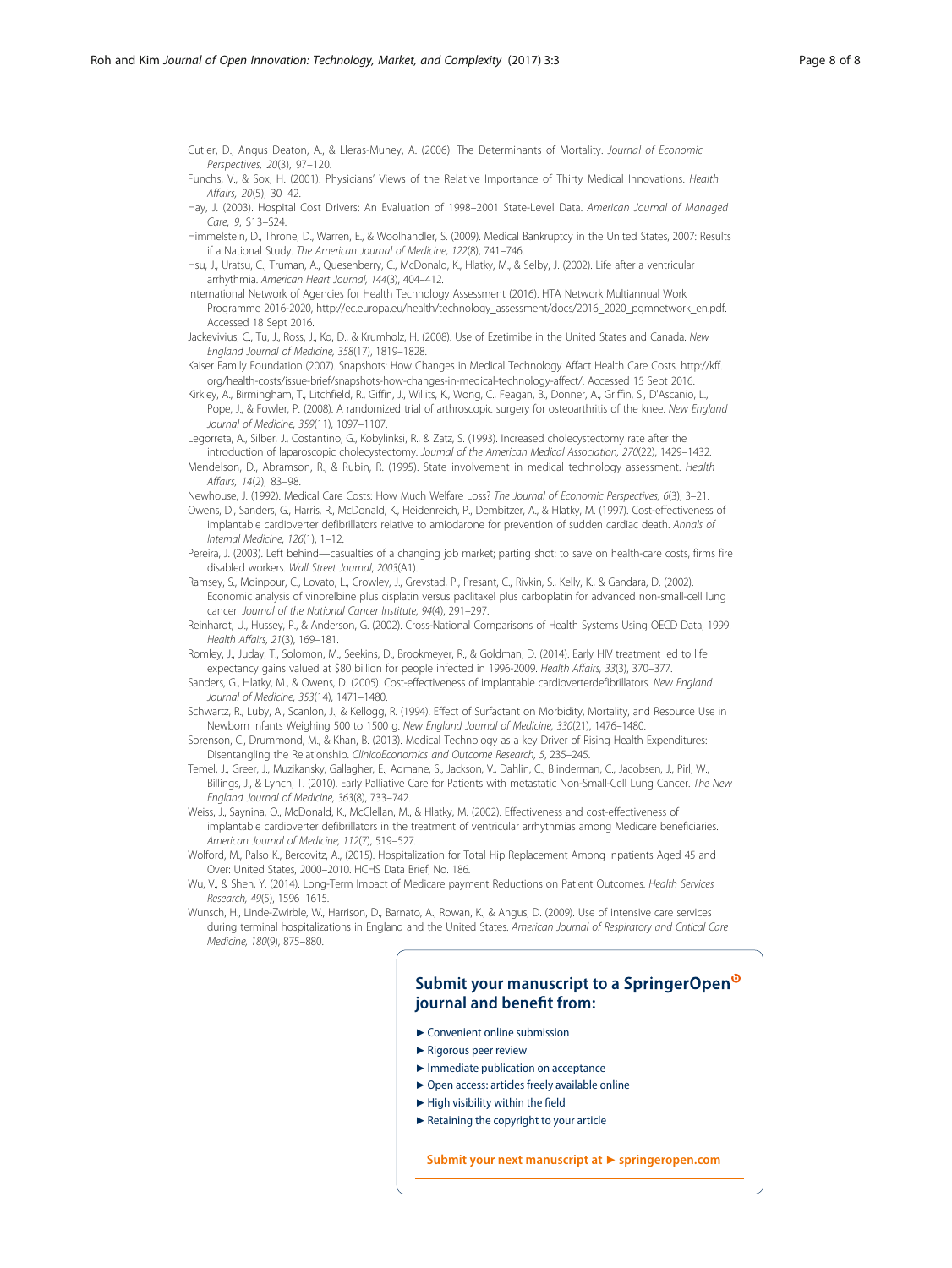Cutler, D., Angus Deaton, A., & Lleras-Muney, A. (2006). The Determinants of Mortality. *Journal of Economic Perspectives, 20*(3), 97–120.

Funchs, V., & Sox, H. (2001). Physicians' Views of the Relative Importance of Thirty Medical Innovations. *Health Affairs, 20*(5), 30–42.

Hay, J. (2003). Hospital Cost Drivers: An Evaluation of 1998–2001 State-Level Data. *American Journal of Managed Care, 9*, S13–S24.

Himmelstein, D., Throne, D., Warren, E., & Woolhandler, S. (2009). Medical Bankruptcy in the United States, 2007: Results if a National Study. *The American Journal of Medicine, 122*(8), 741–746.

Hsu, J., Uratsu, C., Truman, A., Quesenberry, C., McDonald, K., Hlatky, M., & Selby, J. (2002). Life after a ventricular arrhythmia. *American Heart Journal, 144*(3), 404–412.

International Network of Agencies for Health Technology Assessment (2016). HTA Network Multiannual Work Programme 2016-2020, http://ec.europa.eu/health/technology_assessment/docs/2016_2020_pgmnetwork_en.pdf. Accessed 18 Sept 2016.

Jackevivius, C., Tu, J., Ross, J., Ko, D., & Krumholz, H. (2008). Use of Ezetimibe in the United States and Canada. *New England Journal of Medicine, 358*(17), 1819–1828.

Kaiser Family Foundation (2007). Snapshots: How Changes in Medical Technology Affact Health Care Costs. http://kff.org/health-costs/issue-brief/snapshots-how-changes-in-medical-technology-affect/. Accessed 15 Sept 2016.

Kirkley, A., Birmingham, T., Litchfield, R., Giffin, J., Willits, K., Wong, C., Feagan, B., Donner, A., Griffin, S., D'Ascanio, L., Pope, J., & Fowler, P. (2008). A randomized trial of arthroscopic surgery for osteoarthritis of the knee. *New England Journal of Medicine, 359*(11), 1097–1107.

Legorreta, A., Silber, J., Costantino, G., Kobylinksi, R., & Zatz, S. (1993). Increased cholecystectomy rate after the introduction of laparoscopic cholecystectomy. *Journal of the American Medical Association, 270*(22), 1429–1432.

Mendelson, D., Abramson, R., & Rubin, R. (1995). State involvement in medical technology assessment. *Health Affairs, 14*(2), 83–98.

Newhouse, J. (1992). Medical Care Costs: How Much Welfare Loss? *The Journal of Economic Perspectives, 6*(3), 3–21.

Owens, D., Sanders, G., Harris, R., McDonald, K., Heidenreich, P., Dembitzer, A., & Hlatky, M. (1997). Cost-effectiveness of implantable cardioverter defibrillators relative to amiodarone for prevention of sudden cardiac death. *Annals of Internal Medicine, 126*(1), 1–12.

Pereira, J. (2003). Left behind—casualties of a changing job market; parting shot: to save on health-care costs, firms fire disabled workers. *Wall Street Journal, 2003*(A1).

Ramsey, S., Moinpour, C., Lovato, L., Crowley, J., Grevstad, P., Presant, C., Rivkin, S., Kelly, K., & Gandara, D. (2002). Economic analysis of vinorelbine plus cisplatin versus paclitaxel plus carboplatin for advanced non-small-cell lung cancer. *Journal of the National Cancer Institute, 94*(4), 291–297.

Reinhardt, U., Hussey, P., & Anderson, G. (2002). Cross-National Comparisons of Health Systems Using OECD Data, 1999. *Health Affairs, 21*(3), 169–181.

Romley, J., Juday, T., Solomon, M., Seekins, D., Brookmeyer, R., & Goldman, D. (2014). Early HIV treatment led to life expectancy gains valued at $80 billion for people infected in 1996-2009. *Health Affairs, 33*(3), 370–377.

Sanders, G., Hlatky, M., & Owens, D. (2005). Cost-effectiveness of implantable cardioverterdefibrillators. *New England Journal of Medicine, 353*(14), 1471–1480.

Schwartz, R., Luby, A., Scanlon, J., & Kellogg, R. (1994). Effect of Surfactant on Morbidity, Mortality, and Resource Use in Newborn Infants Weighing 500 to 1500 g. *New England Journal of Medicine, 330*(21), 1476–1480.

Sorenson, C., Drummond, M., & Khan, B. (2013). Medical Technology as a key Driver of Rising Health Expenditures: Disentangling the Relationship. *ClinicoEconomics and Outcome Research, 5*, 235–245.

Temel, J., Greer, J., Muzikansky, Gallagher, E., Admane, S., Jackson, V., Dahlin, C., Blinderman, C., Jacobsen, J., Pirl, W., Billings, J., & Lynch, T. (2010). Early Palliative Care for Patients with metastatic Non-Small-Cell Lung Cancer. *The New England Journal of Medicine, 363*(8), 733–742.

Weiss, J., Saynina, O., McDonald, K., McClellan, M., & Hlatky, M. (2002). Effectiveness and cost-effectiveness of implantable cardioverter defibrillators in the treatment of ventricular arrhythmias among Medicare beneficiaries. *American Journal of Medicine, 112*(7), 519–527.

Wolford, M., Palso K., Bercovitz, A., (2015). Hospitalization for Total Hip Replacement Among Inpatients Aged 45 and Over: United States, 2000–2010. HCHS Data Brief, No. 186.

Wu, V., & Shen, Y. (2014). Long-Term Impact of Medicare payment Reductions on Patient Outcomes. *Health Services Research, 49*(5), 1596–1615.

Wunsch, H., Linde-Zwirble, W., Harrison, D., Barnato, A., Rowan, K., & Angus, D. (2009). Use of intensive care services during terminal hospitalizations in England and the United States. *American Journal of Respiratory and Critical Care Medicine, 180*(9), 875–880.

**Submit your manuscript to a SpringerOpen journal and benefit from:**

- ► Convenient online submission
- ► Rigorous peer review
- ► Immediate publication on acceptance
- ► Open access: articles freely available online
- ► High visibility within the field
- ► Retaining the copyright to your article

**Submit your next manuscript at ► springeropen.com**